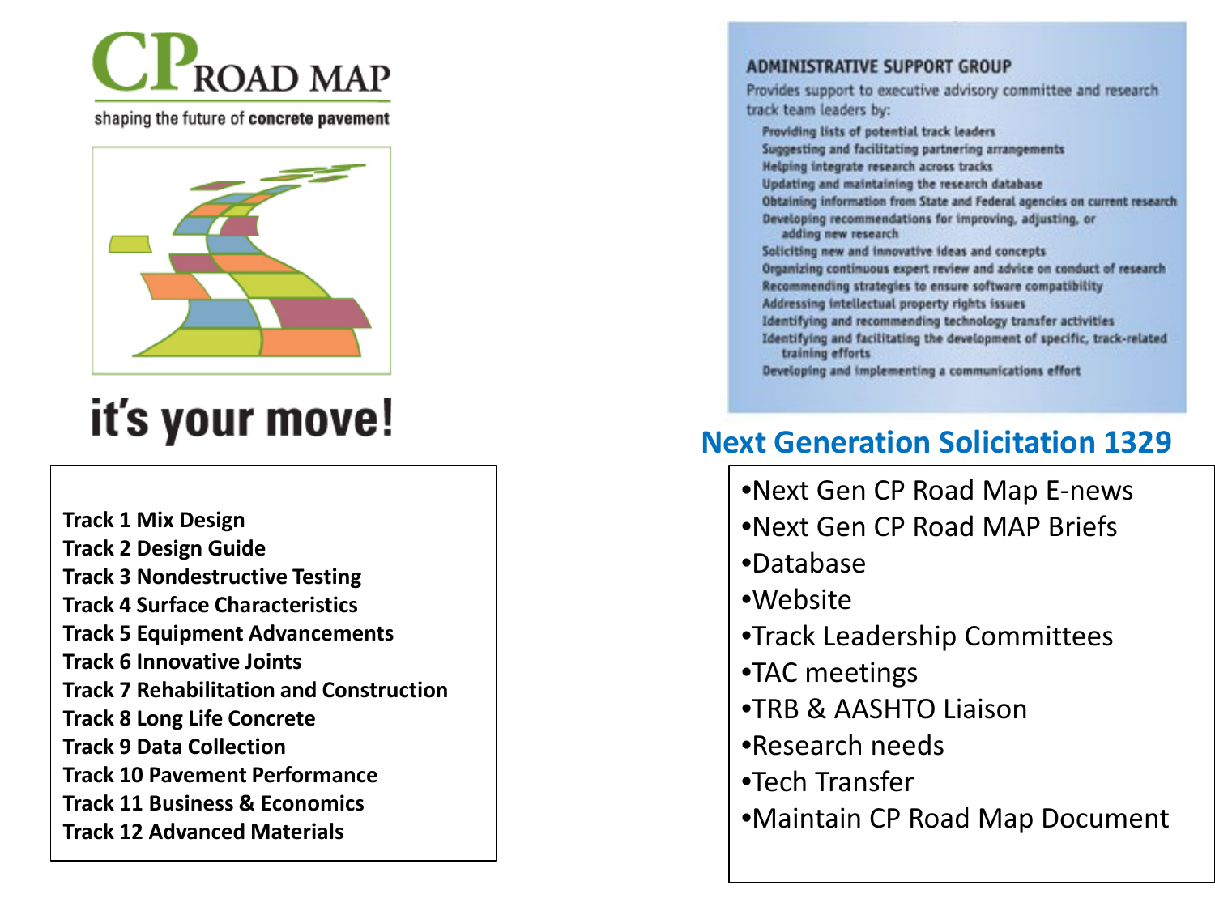# CP ROAD MAP

shaping the future of **concrete pavement**

# it's your move!

**Track 1 Mix Design**
**Track 2 Design Guide**
**Track 3 Nondestructive Testing**
**Track 4 Surface Characteristics**
**Track 5 Equipment Advancements**
**Track 6 Innovative Joints**
**Track 7 Rehabilitation and Construction**
**Track 8 Long Life Concrete**
**Track 9 Data Collection**
**Track 10 Pavement Performance**
**Track 11 Business & Economics**
**Track 12 Advanced Materials**

## ADMINISTRATIVE SUPPORT GROUP

Provides support to executive advisory committee and research track team leaders by:

- Providing lists of potential track leaders
- Suggesting and facilitating partnering arrangements
- Helping integrate research across tracks
- Updating and maintaining the research database
- Obtaining information from State and Federal agencies on current research
- Developing recommendations for improving, adjusting, or adding new research
- Soliciting new and innovative ideas and concepts
- Organizing continuous expert review and advice on conduct of research
- Recommending strategies to ensure software compatibility
- Addressing intellectual property rights issues
- Identifying and recommending technology transfer activities
- Identifying and facilitating the development of specific, track-related training efforts
- Developing and implementing a communications effort

## Next Generation Solicitation 1329

- Next Gen CP Road Map E-news
- Next Gen CP Road MAP Briefs
- Database
- Website
- Track Leadership Committees
- TAC meetings
- TRB & AASHTO Liaison
- Research needs
- Tech Transfer
- Maintain CP Road Map Document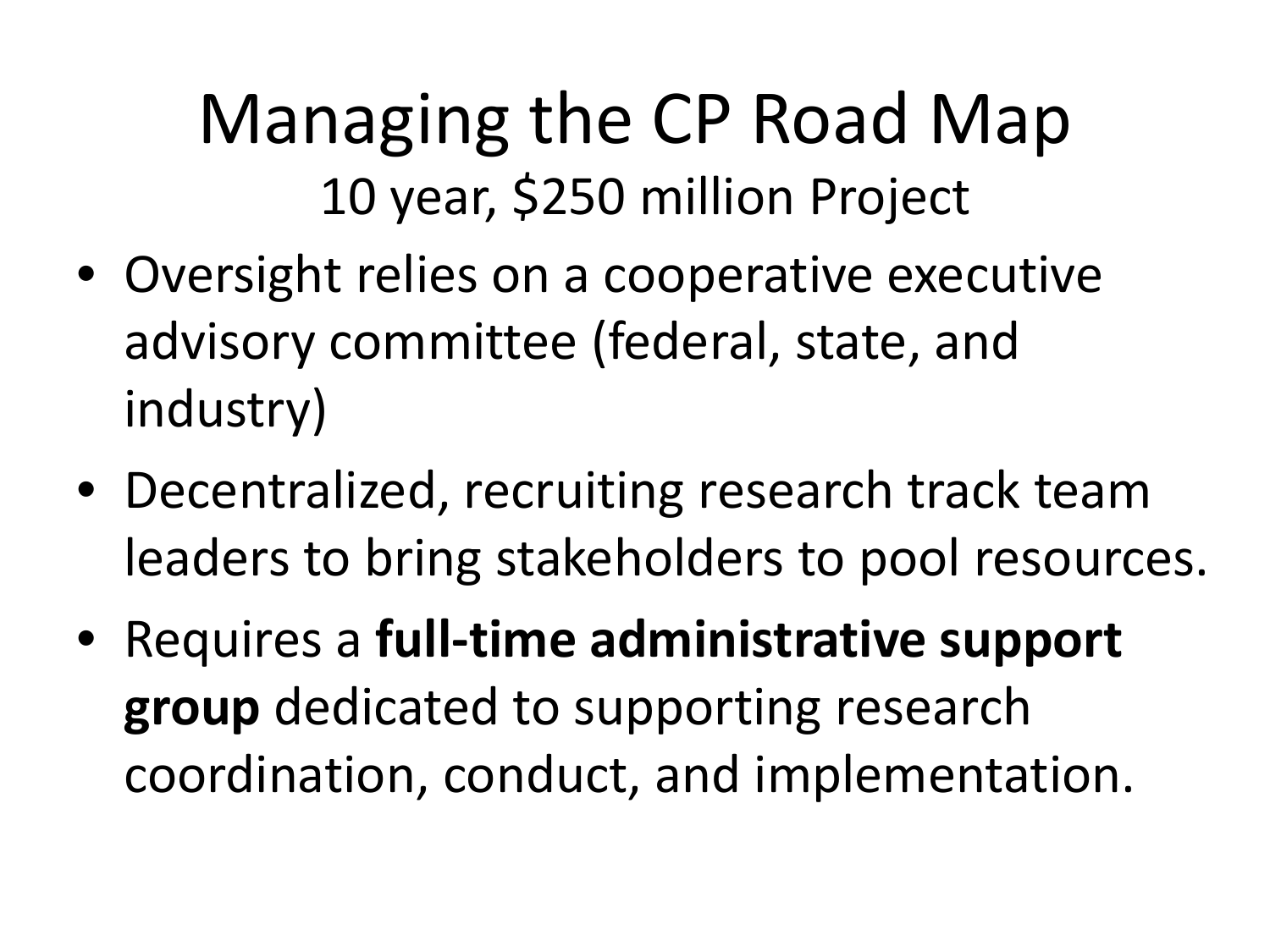# Managing the CP Road Map

## 10 year, $250 million Project

- Oversight relies on a cooperative executive advisory committee (federal, state, and industry)
- Decentralized, recruiting research track team leaders to bring stakeholders to pool resources.
- Requires a **full-time administrative support group** dedicated to supporting research coordination, conduct, and implementation.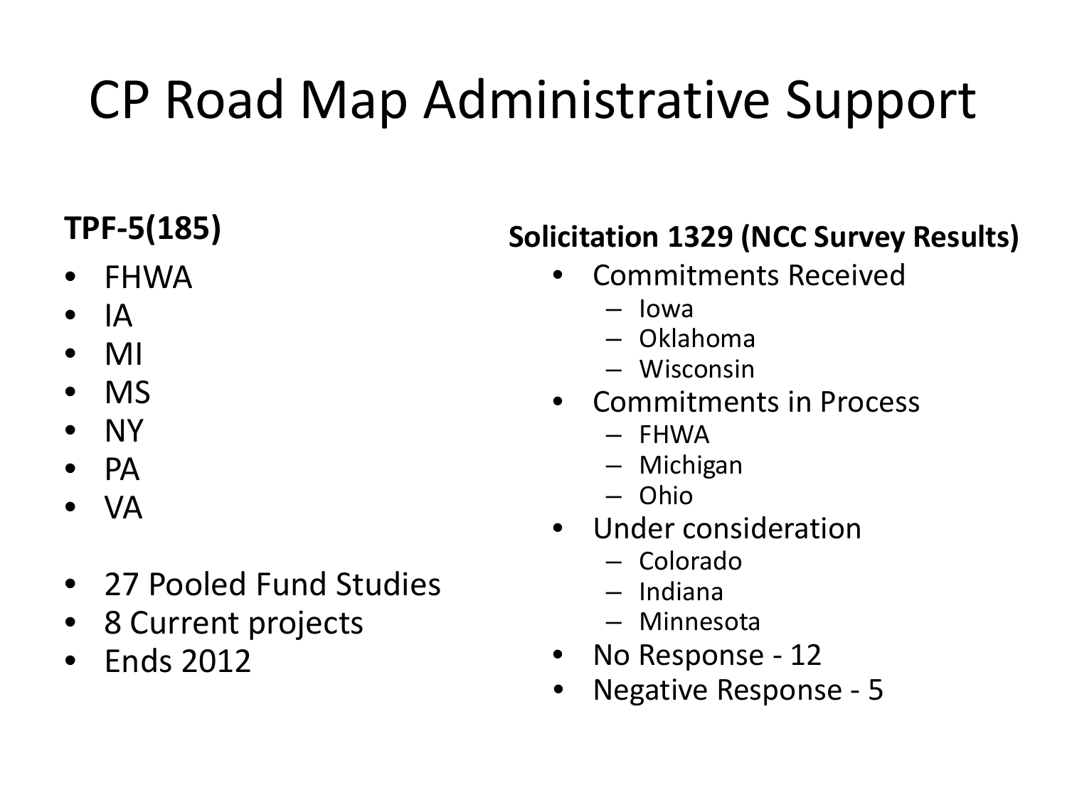# CP Road Map Administrative Support

**TPF-5(185)**

- FHWA
- IA
- MI
- MS
- NY
- PA
- VA

- 27 Pooled Fund Studies
- 8 Current projects
- Ends 2012

**Solicitation 1329 (NCC Survey Results)**

- Commitments Received
  - Iowa
  - Oklahoma
  - Wisconsin
- Commitments in Process
  - FHWA
  - Michigan
  - Ohio
- Under consideration
  - Colorado
  - Indiana
  - Minnesota
- No Response - 12
- Negative Response - 5